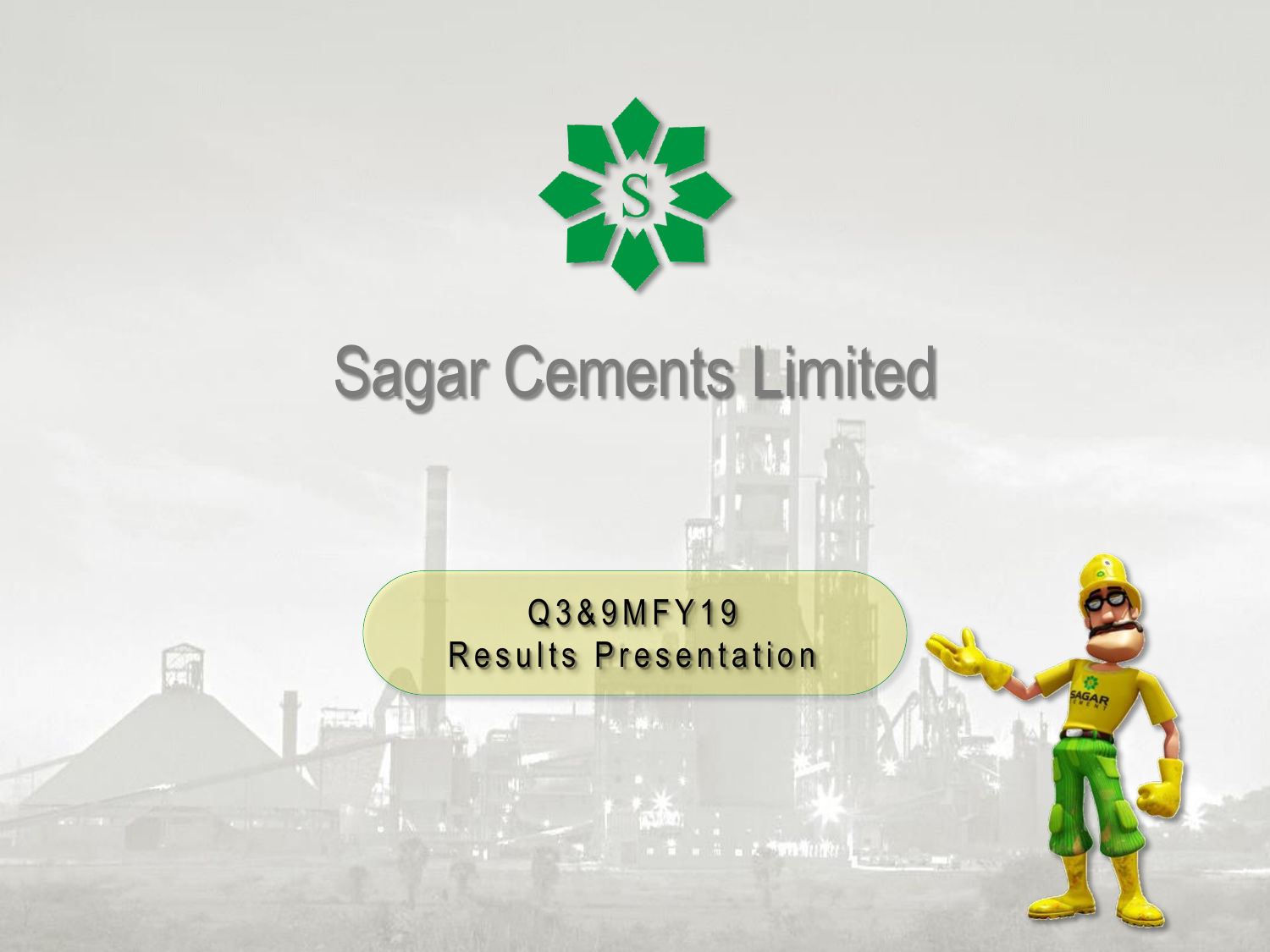# Sagar Cements Limited

Q3&9MFY19
Results Presentation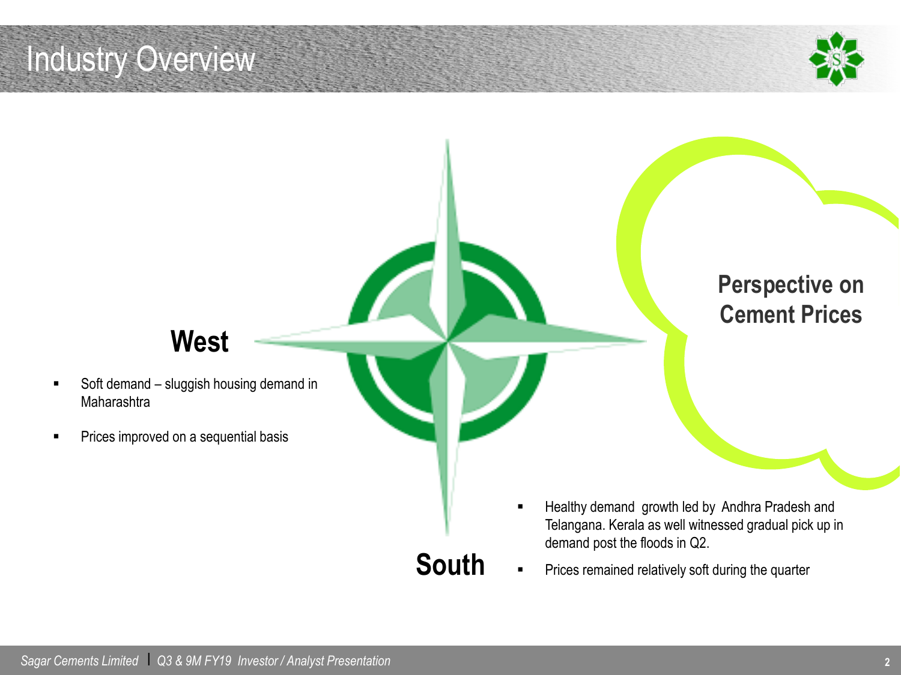# Industry Overview

## Perspective on Cement Prices

### West

- Soft demand – sluggish housing demand in Maharashtra
- Prices improved on a sequential basis

### South

- Healthy demand growth led by Andhra Pradesh and Telangana. Kerala as well witnessed gradual pick up in demand post the floods in Q2.
- Prices remained relatively soft during the quarter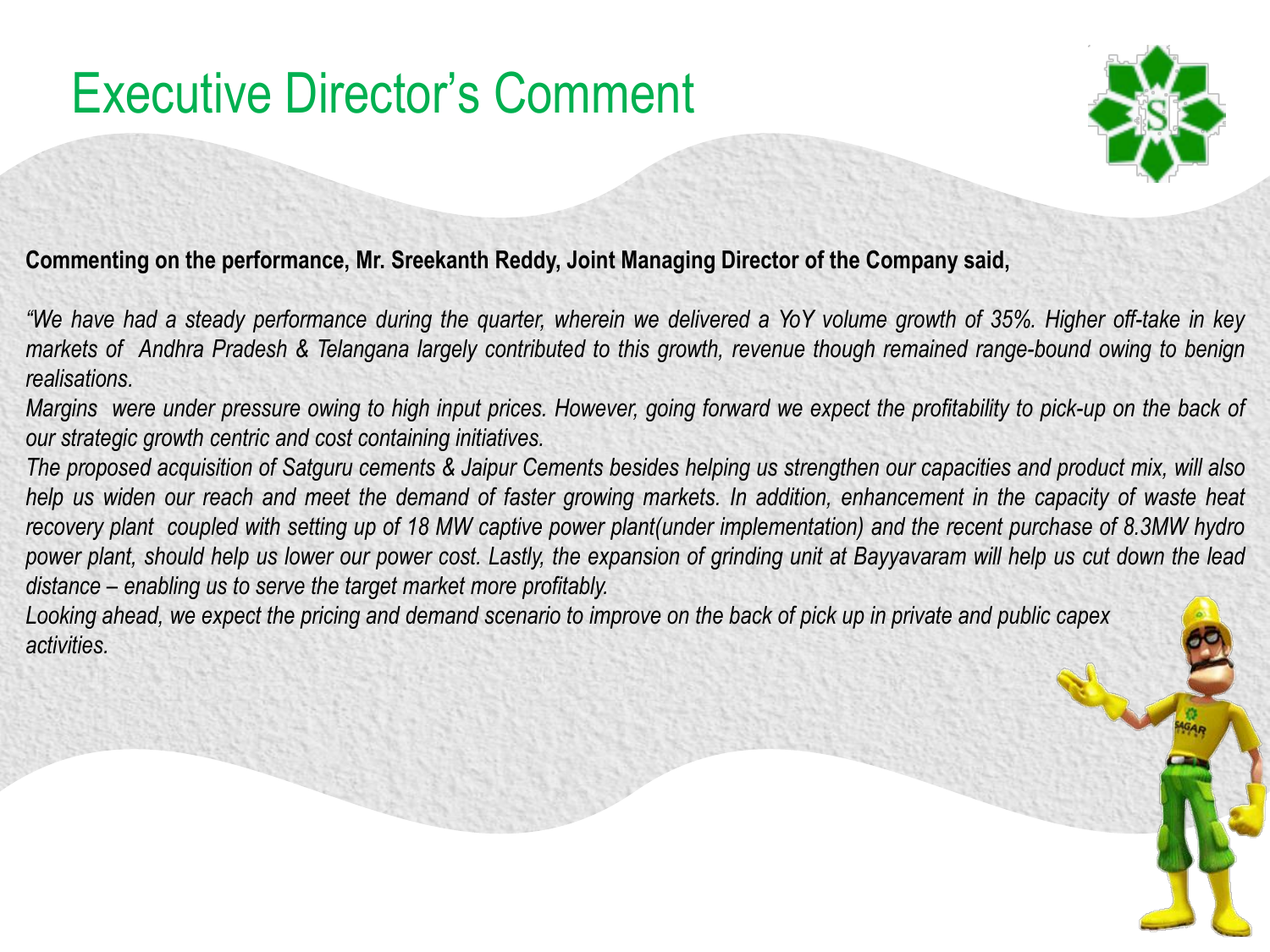# Executive Director's Comment

**Commenting on the performance, Mr. Sreekanth Reddy, Joint Managing Director of the Company said,**

*"We have had a steady performance during the quarter, wherein we delivered a YoY volume growth of 35%. Higher off-take in key markets of Andhra Pradesh & Telangana largely contributed to this growth, revenue though remained range-bound owing to benign realisations.*

*Margins were under pressure owing to high input prices. However, going forward we expect the profitability to pick-up on the back of our strategic growth centric and cost containing initiatives.*

*The proposed acquisition of Satguru cements & Jaipur Cements besides helping us strengthen our capacities and product mix, will also help us widen our reach and meet the demand of faster growing markets. In addition, enhancement in the capacity of waste heat recovery plant coupled with setting up of 18 MW captive power plant(under implementation) and the recent purchase of 8.3MW hydro power plant, should help us lower our power cost. Lastly, the expansion of grinding unit at Bayyavaram will help us cut down the lead distance – enabling us to serve the target market more profitably.*

*Looking ahead, we expect the pricing and demand scenario to improve on the back of pick up in private and public capex activities.*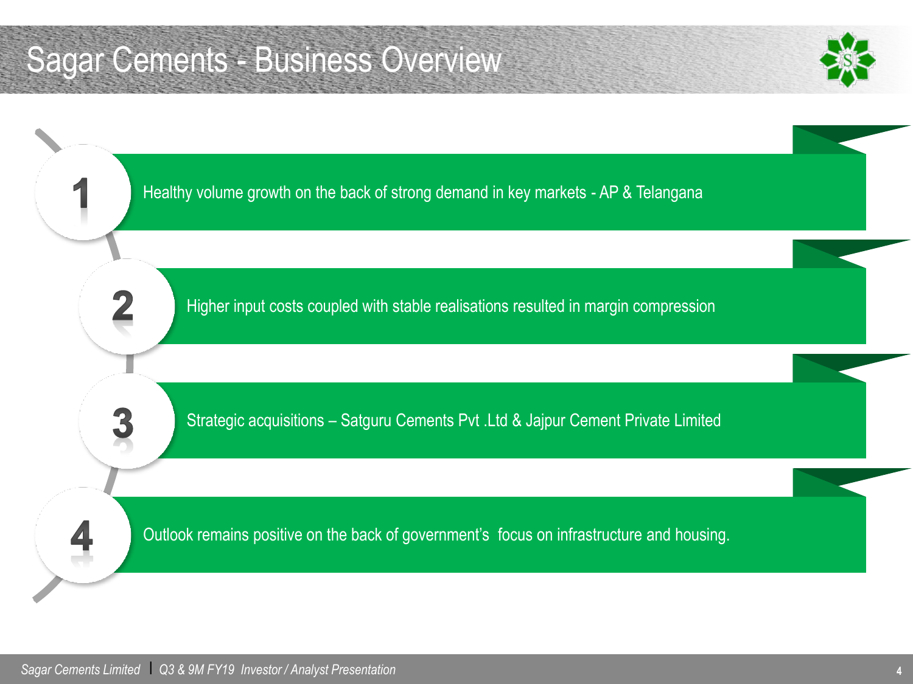# Sagar Cements - Business Overview

1. Healthy volume growth on the back of strong demand in key markets - AP & Telangana
2. Higher input costs coupled with stable realisations resulted in margin compression
3. Strategic acquisitions – Satguru Cements Pvt .Ltd & Jajpur Cement Private Limited
4. Outlook remains positive on the back of government's focus on infrastructure and housing.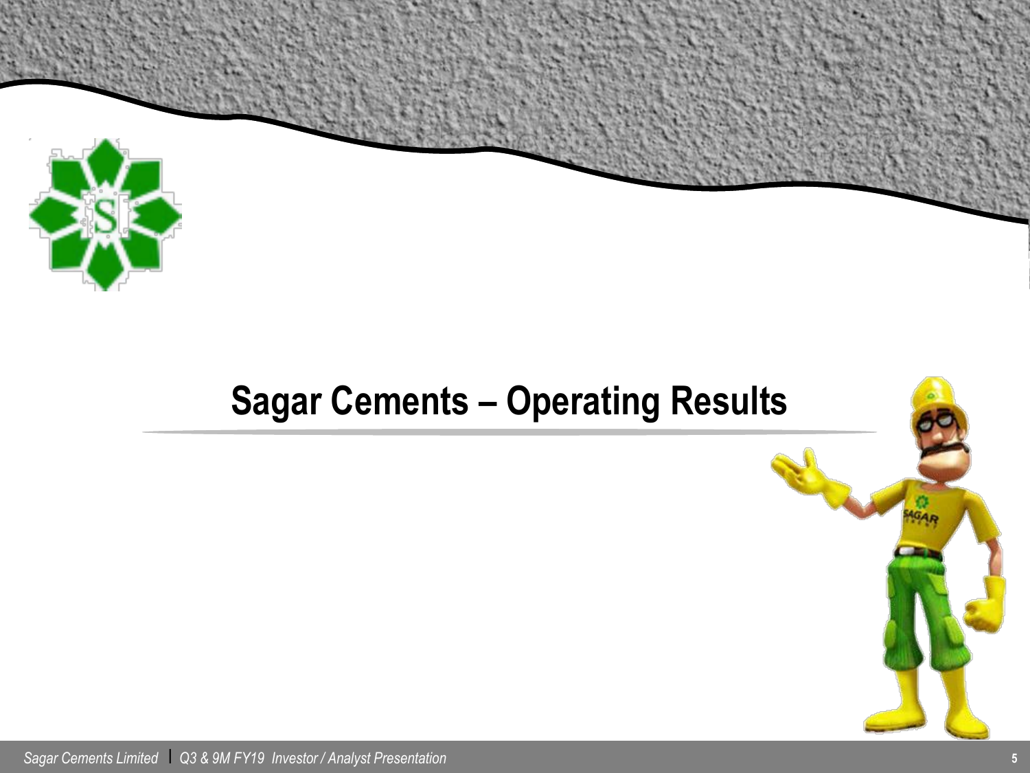# Sagar Cements – Operating Results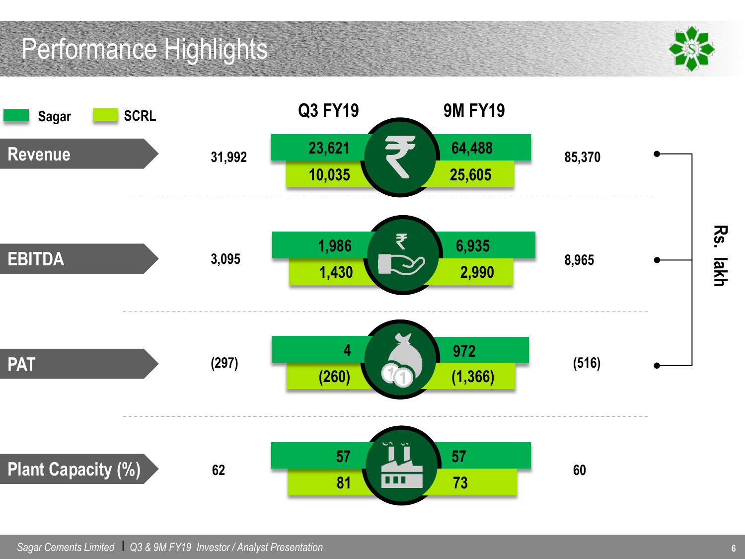# Performance Highlights

Sagar | SCRL

Rs. lakh

| | | Q3 FY19 | 9M FY19 | |
|---|---|---|---|---|
| **Revenue** | 31,992 | Sagar: 23,621 / SCRL: 10,035 | Sagar: 64,488 / SCRL: 25,605 | 85,370 |
| **EBITDA** | 3,095 | Sagar: 1,986 / SCRL: 1,430 | Sagar: 6,935 / SCRL: 2,990 | 8,965 |
| **PAT** | (297) | Sagar: 4 / SCRL: (260) | Sagar: 972 / SCRL: (1,366) | (516) |
| **Plant Capacity (%)** | 62 | Sagar: 57 / SCRL: 81 | Sagar: 57 / SCRL: 73 | 60 |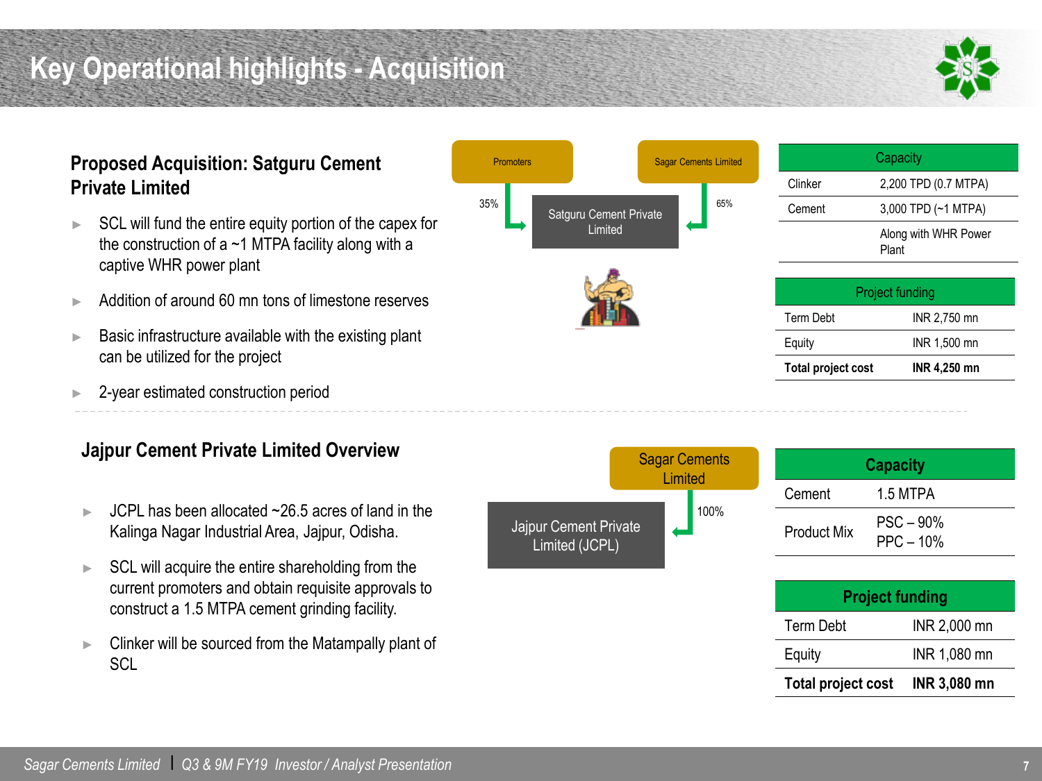# Key Operational highlights - Acquisition

## Proposed Acquisition: Satguru Cement Private Limited

- SCL will fund the entire equity portion of the capex for the construction of a ~1 MTPA facility along with a captive WHR power plant
- Addition of around 60 mn tons of limestone reserves
- Basic infrastructure available with the existing plant can be utilized for the project
- 2-year estimated construction period

Promoters — 35% → Satguru Cement Private Limited ← 65% — Sagar Cements Limited

| Capacity | |
|---|---|
| Clinker | 2,200 TPD (0.7 MTPA) |
| Cement | 3,000 TPD (~1 MTPA) |
| | Along with WHR Power Plant |

| Project funding | |
|---|---|
| Term Debt | INR 2,750 mn |
| Equity | INR 1,500 mn |
| **Total project cost** | **INR 4,250 mn** |

## Jajpur Cement Private Limited Overview

- JCPL has been allocated ~26.5 acres of land in the Kalinga Nagar Industrial Area, Jajpur, Odisha.
- SCL will acquire the entire shareholding from the current promoters and obtain requisite approvals to construct a 1.5 MTPA cement grinding facility.
- Clinker will be sourced from the Matampally plant of SCL

Sagar Cements Limited — 100% → Jajpur Cement Private Limited (JCPL)

| **Capacity** | |
|---|---|
| Cement | 1.5 MTPA |
| Product Mix | PSC – 90%<br>PPC – 10% |

| **Project funding** | |
|---|---|
| Term Debt | INR 2,000 mn |
| Equity | INR 1,080 mn |
| **Total project cost** | **INR 3,080 mn** |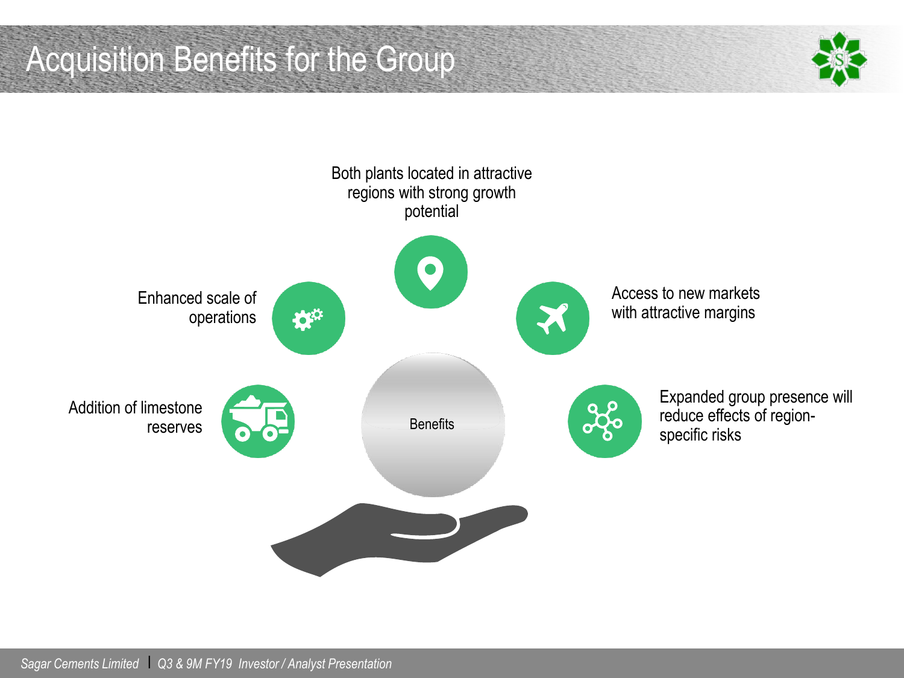# Acquisition Benefits for the Group

**Benefits**

- Both plants located in attractive regions with strong growth potential
- Enhanced scale of operations
- Access to new markets with attractive margins
- Addition of limestone reserves
- Expanded group presence will reduce effects of region-specific risks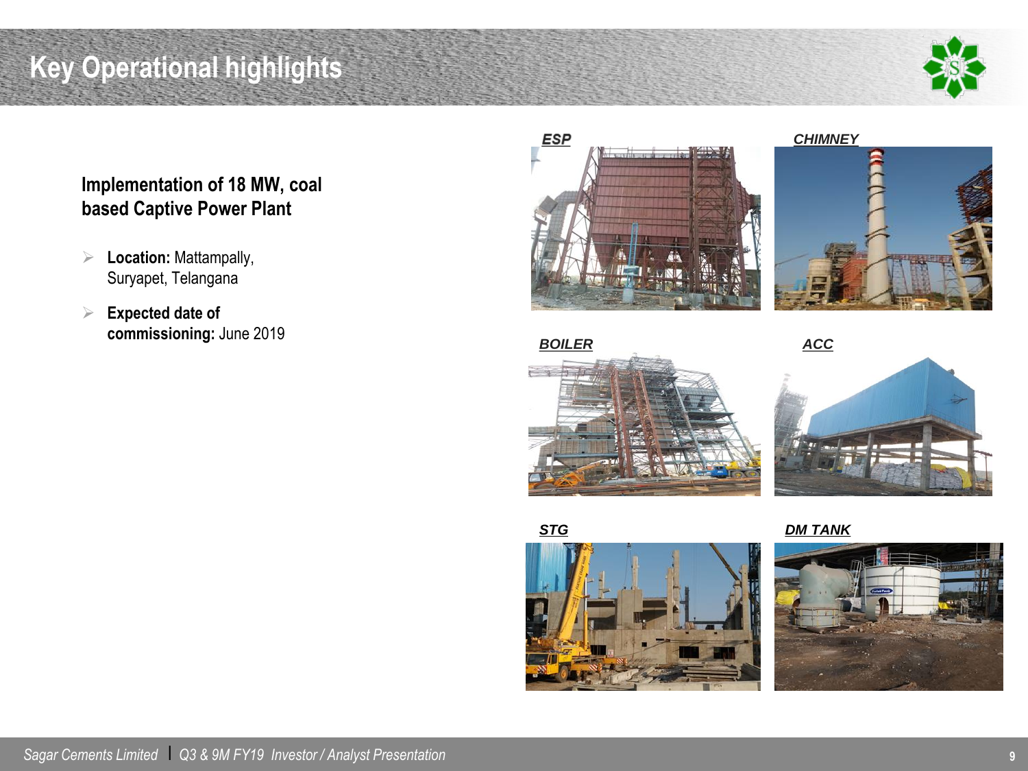# Key Operational highlights

## Implementation of 18 MW, coal based Captive Power Plant

- **Location:** Mattampally, Suryapet, Telangana
- **Expected date of commissioning:** June 2019

***ESP***

***CHIMNEY***

***BOILER***

***ACC***

***STG***

***DM TANK***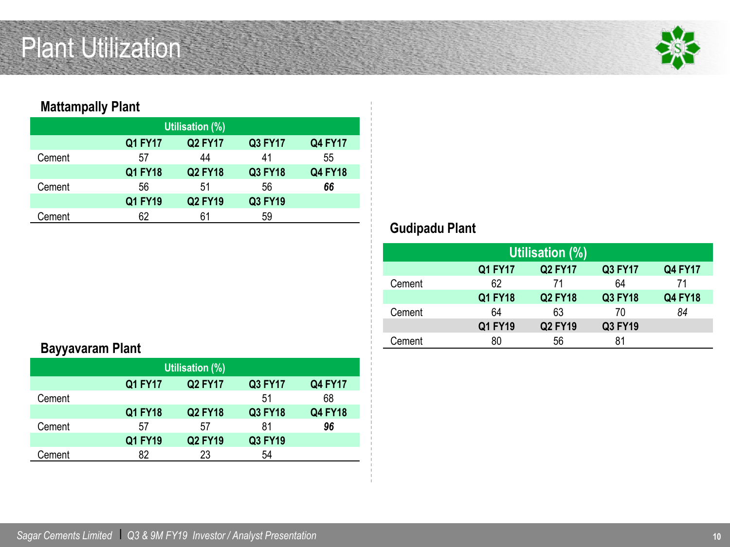# Plant Utilization

## Mattampally Plant

| Utilisation (%) | | | | |
|---|---|---|---|---|
| | **Q1 FY17** | **Q2 FY17** | **Q3 FY17** | **Q4 FY17** |
| Cement | 57 | 44 | 41 | 55 |
| | **Q1 FY18** | **Q2 FY18** | **Q3 FY18** | **Q4 FY18** |
| Cement | 56 | 51 | 56 | ***66*** |
| | **Q1 FY19** | **Q2 FY19** | **Q3 FY19** | |
| Cement | 62 | 61 | 59 | |

## Bayyavaram Plant

| Utilisation (%) | | | | |
|---|---|---|---|---|
| | **Q1 FY17** | **Q2 FY17** | **Q3 FY17** | **Q4 FY17** |
| Cement | | | 51 | 68 |
| | **Q1 FY18** | **Q2 FY18** | **Q3 FY18** | **Q4 FY18** |
| Cement | 57 | 57 | 81 | ***96*** |
| | **Q1 FY19** | **Q2 FY19** | **Q3 FY19** | |
| Cement | 82 | 23 | 54 | |

## Gudipadu Plant

| Utilisation (%) | | | | |
|---|---|---|---|---|
| | **Q1 FY17** | **Q2 FY17** | **Q3 FY17** | **Q4 FY17** |
| Cement | 62 | 71 | 64 | 71 |
| | **Q1 FY18** | **Q2 FY18** | **Q3 FY18** | **Q4 FY18** |
| Cement | 64 | 63 | 70 | *84* |
| | **Q1 FY19** | **Q2 FY19** | **Q3 FY19** | |
| Cement | 80 | 56 | 81 | |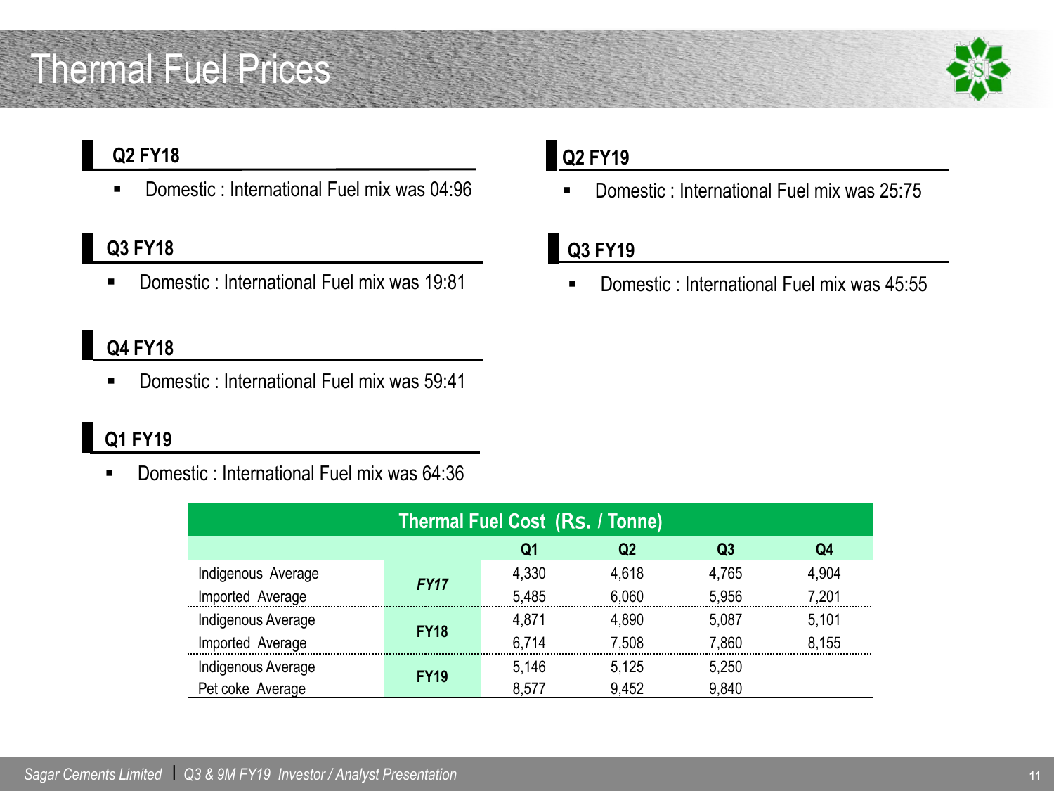# Thermal Fuel Prices

### Q2 FY18

- Domestic : International Fuel mix was 04:96

### Q3 FY18

- Domestic : International Fuel mix was 19:81

### Q4 FY18

- Domestic : International Fuel mix was 59:41

### Q1 FY19

- Domestic : International Fuel mix was 64:36

### Q2 FY19

- Domestic : International Fuel mix was 25:75

### Q3 FY19

- Domestic : International Fuel mix was 45:55

**Thermal Fuel Cost (Rs. / Tonne)**

| | | Q1 | Q2 | Q3 | Q4 |
|---|---|---|---|---|---|
| Indigenous Average | *FY17* | 4,330 | 4,618 | 4,765 | 4,904 |
| Imported Average | | 5,485 | 6,060 | 5,956 | 7,201 |
| Indigenous Average | FY18 | 4,871 | 4,890 | 5,087 | 5,101 |
| Imported Average | | 6,714 | 7,508 | 7,860 | 8,155 |
| Indigenous Average | FY19 | 5,146 | 5,125 | 5,250 | |
| Pet coke Average | | 8,577 | 9,452 | 9,840 | |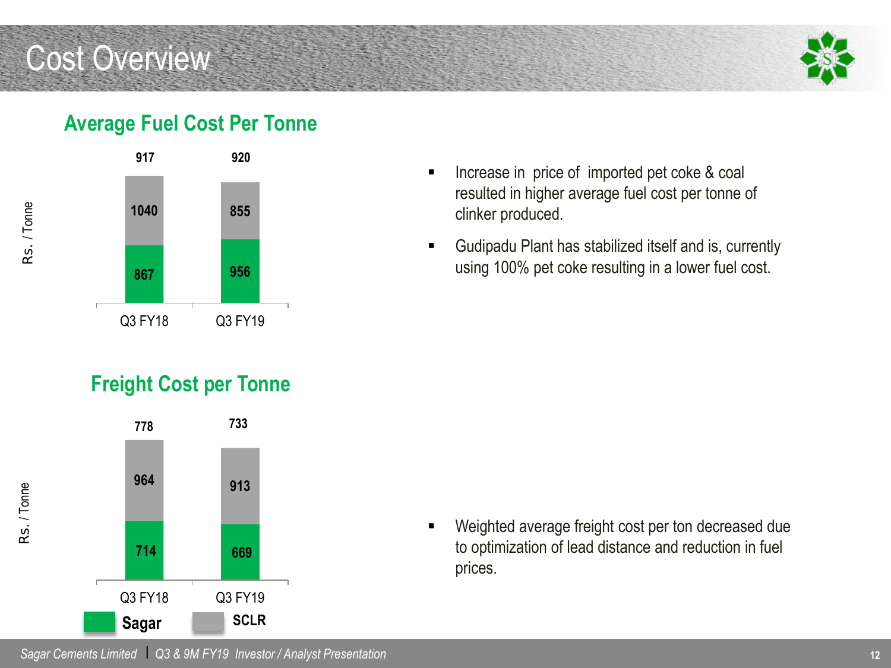# Cost Overview

## Average Fuel Cost Per Tonne

Rs. / Tonne

| | Q3 FY18 | Q3 FY19 |
|---|---|---|
| Sagar | 867 | 956 |
| SCLR | 1040 | 855 |
| Total | 917 | 920 |

- Increase in price of imported pet coke & coal resulted in higher average fuel cost per tonne of clinker produced.
- Gudipadu Plant has stabilized itself and is, currently using 100% pet coke resulting in a lower fuel cost.

## Freight Cost per Tonne

Rs. / Tonne

| | Q3 FY18 | Q3 FY19 |
|---|---|---|
| Sagar | 714 | 669 |
| SCLR | 964 | 913 |
| Total | 778 | 733 |

- Weighted average freight cost per ton decreased due to optimization of lead distance and reduction in fuel prices.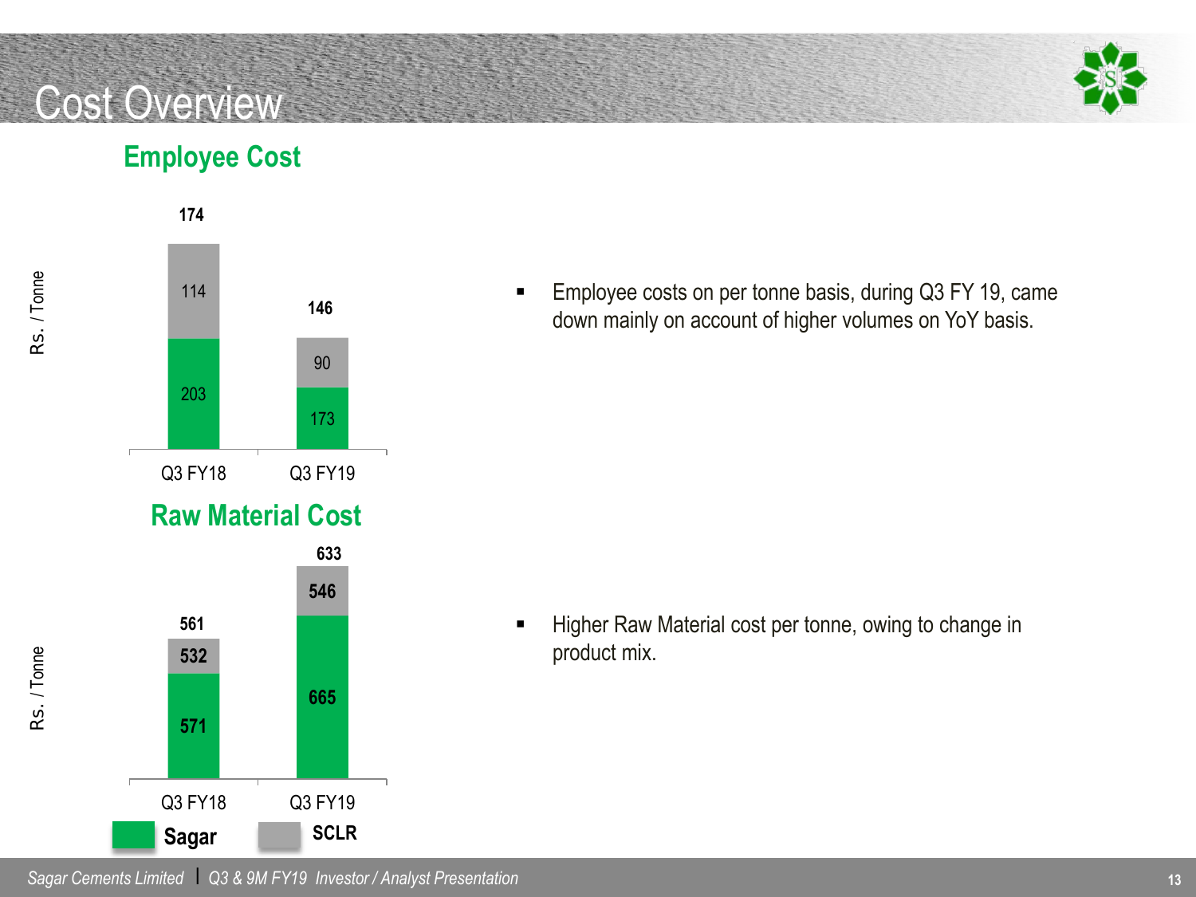# Cost Overview

## Employee Cost

Rs. / Tonne

| | Q3 FY18 | Q3 FY19 |
|---|---|---|
| Sagar | 203 | 173 |
| SCLR | 114 | 90 |
| Total | 174 | 146 |

- Employee costs on per tonne basis, during Q3 FY 19, came down mainly on account of higher volumes on YoY basis.

## Raw Material Cost

Rs. / Tonne

| | Q3 FY18 | Q3 FY19 |
|---|---|---|
| Sagar | 571 | 665 |
| SCLR | 532 | 546 |
| Total | 561 | 633 |

- Higher Raw Material cost per tonne, owing to change in product mix.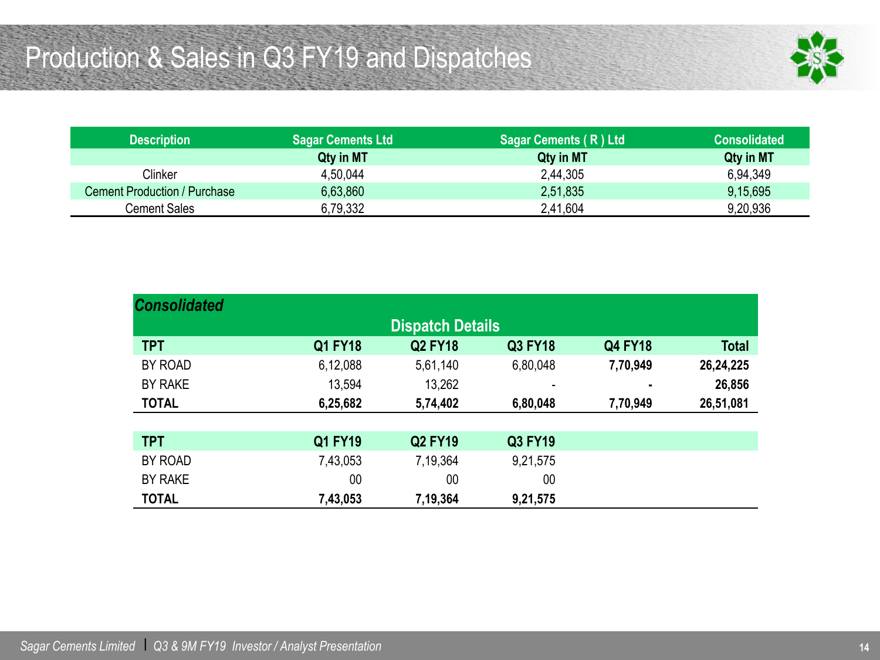# Production & Sales in Q3 FY19 and Dispatches

| Description | Sagar Cements Ltd | Sagar Cements ( R ) Ltd | Consolidated |
|---|---|---|---|
| | Qty in MT | Qty in MT | Qty in MT |
| Clinker | 4,50,044 | 2,44,305 | 6,94,349 |
| Cement Production / Purchase | 6,63,860 | 2,51,835 | 9,15,695 |
| Cement Sales | 6,79,332 | 2,41,604 | 9,20,936 |

***Consolidated***

**Dispatch Details**

| TPT | Q1 FY18 | Q2 FY18 | Q3 FY18 | Q4 FY18 | Total |
|---|---|---|---|---|---|
| BY ROAD | 6,12,088 | 5,61,140 | 6,80,048 | **7,70,949** | **26,24,225** |
| BY RAKE | 13,594 | 13,262 | - | **-** | **26,856** |
| **TOTAL** | **6,25,682** | **5,74,402** | **6,80,048** | **7,70,949** | **26,51,081** |

| TPT | Q1 FY19 | Q2 FY19 | Q3 FY19 |
|---|---|---|---|
| BY ROAD | 7,43,053 | 7,19,364 | 9,21,575 |
| BY RAKE | 00 | 00 | 00 |
| **TOTAL** | **7,43,053** | **7,19,364** | **9,21,575** |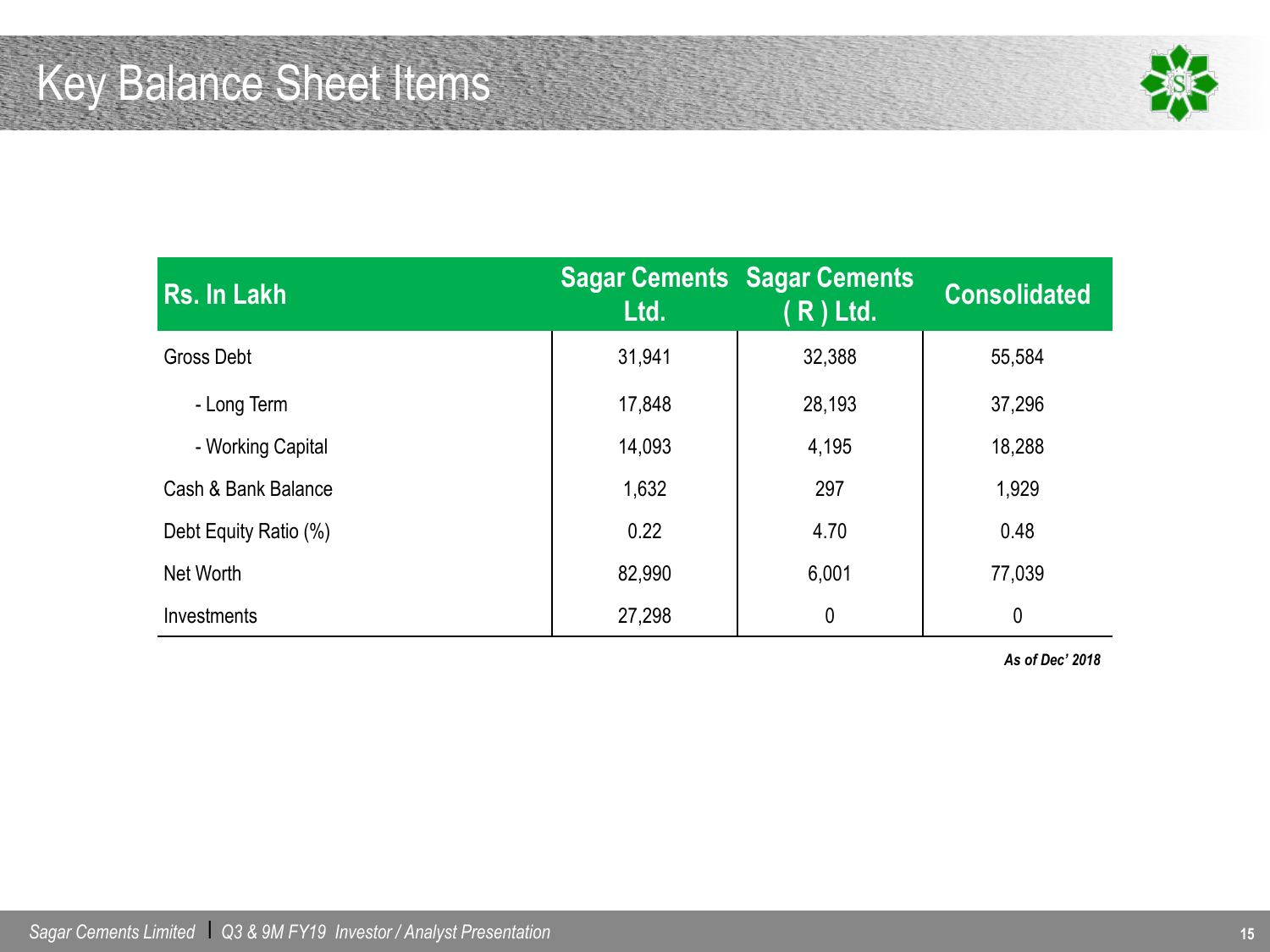# Key Balance Sheet Items

| Rs. In Lakh | Sagar Cements Ltd. | Sagar Cements ( R ) Ltd. | Consolidated |
|---|---|---|---|
| Gross Debt | 31,941 | 32,388 | 55,584 |
| - Long Term | 17,848 | 28,193 | 37,296 |
| - Working Capital | 14,093 | 4,195 | 18,288 |
| Cash & Bank Balance | 1,632 | 297 | 1,929 |
| Debt Equity Ratio (%) | 0.22 | 4.70 | 0.48 |
| Net Worth | 82,990 | 6,001 | 77,039 |
| Investments | 27,298 | 0 | 0 |

***As of Dec' 2018***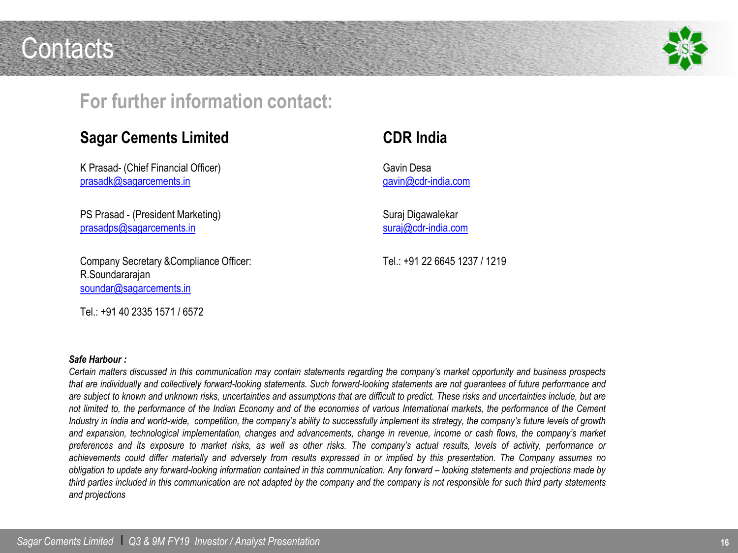# Contacts

## For further information contact:

### Sagar Cements Limited

K Prasad- (Chief Financial Officer)
prasadk@sagarcements.in

PS Prasad - (President Marketing)
prasadps@sagarcements.in

Company Secretary &Compliance Officer:
R.Soundararajan
soundar@sagarcements.in

Tel.: +91 40 2335 1571 / 6572

### CDR India

Gavin Desa
gavin@cdr-india.com

Suraj Digawalekar
suraj@cdr-india.com

Tel.: +91 22 6645 1237 / 1219

***Safe Harbour :***

*Certain matters discussed in this communication may contain statements regarding the company's market opportunity and business prospects that are individually and collectively forward-looking statements. Such forward-looking statements are not guarantees of future performance and are subject to known and unknown risks, uncertainties and assumptions that are difficult to predict. These risks and uncertainties include, but are not limited to, the performance of the Indian Economy and of the economies of various International markets, the performance of the Cement Industry in India and world-wide, competition, the company's ability to successfully implement its strategy, the company's future levels of growth and expansion, technological implementation, changes and advancements, change in revenue, income or cash flows, the company's market preferences and its exposure to market risks, as well as other risks. The company's actual results, levels of activity, performance or achievements could differ materially and adversely from results expressed in or implied by this presentation. The Company assumes no obligation to update any forward-looking information contained in this communication. Any forward – looking statements and projections made by third parties included in this communication are not adapted by the company and the company is not responsible for such third party statements and projections*